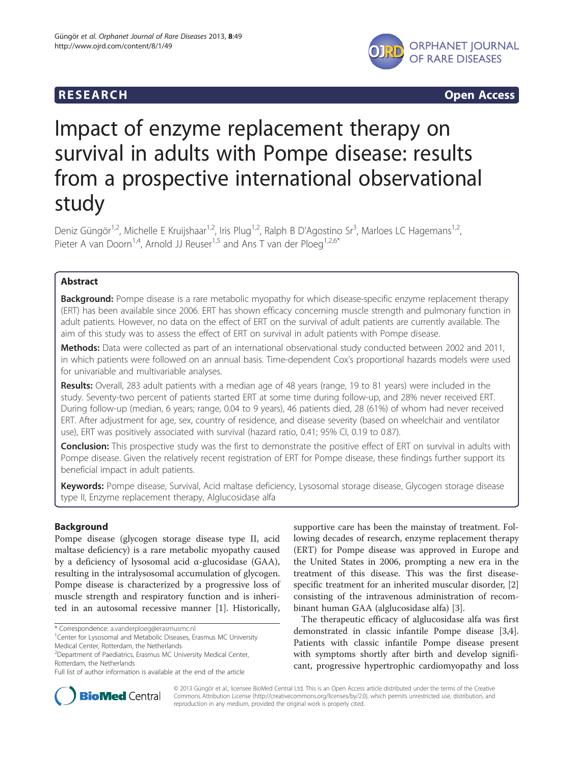**RESEARCH** **Open Access**

# Impact of enzyme replacement therapy on survival in adults with Pompe disease: results from a prospective international observational study

Deniz Güngör[1,2], Michelle E Kruijshaar[1,2], Iris Plug[1,2], Ralph B D'Agostino Sr[3], Marloes LC Hagemans[1,2], Pieter A van Doorn[1,4], Arnold JJ Reuser[1,5] and Ans T van der Ploeg[1,2,6*]

## Abstract

**Background:** Pompe disease is a rare metabolic myopathy for which disease-specific enzyme replacement therapy (ERT) has been available since 2006. ERT has shown efficacy concerning muscle strength and pulmonary function in adult patients. However, no data on the effect of ERT on the survival of adult patients are currently available. The aim of this study was to assess the effect of ERT on survival in adult patients with Pompe disease.

**Methods:** Data were collected as part of an international observational study conducted between 2002 and 2011, in which patients were followed on an annual basis. Time-dependent Cox's proportional hazards models were used for univariable and multivariable analyses.

**Results:** Overall, 283 adult patients with a median age of 48 years (range, 19 to 81 years) were included in the study. Seventy-two percent of patients started ERT at some time during follow-up, and 28% never received ERT. During follow-up (median, 6 years; range, 0.04 to 9 years), 46 patients died, 28 (61%) of whom had never received ERT. After adjustment for age, sex, country of residence, and disease severity (based on wheelchair and ventilator use), ERT was positively associated with survival (hazard ratio, 0.41; 95% CI, 0.19 to 0.87).

**Conclusion:** This prospective study was the first to demonstrate the positive effect of ERT on survival in adults with Pompe disease. Given the relatively recent registration of ERT for Pompe disease, these findings further support its beneficial impact in adult patients.

**Keywords:** Pompe disease, Survival, Acid maltase deficiency, Lysosomal storage disease, Glycogen storage disease type II, Enzyme replacement therapy, Alglucosidase alfa

## Background

Pompe disease (glycogen storage disease type II, acid maltase deficiency) is a rare metabolic myopathy caused by a deficiency of lysosomal acid α-glucosidase (GAA), resulting in the intralysosomal accumulation of glycogen. Pompe disease is characterized by a progressive loss of muscle strength and respiratory function and is inherited in an autosomal recessive manner [1]. Historically, supportive care has been the mainstay of treatment. Following decades of research, enzyme replacement therapy (ERT) for Pompe disease was approved in Europe and the United States in 2006, prompting a new era in the treatment of this disease. This was the first disease-specific treatment for an inherited muscular disorder, [2] consisting of the intravenous administration of recombinant human GAA (alglucosidase alfa) [3].

The therapeutic efficacy of alglucosidase alfa was first demonstrated in classic infantile Pompe disease [3,4]. Patients with classic infantile Pompe disease present with symptoms shortly after birth and develop significant, progressive hypertrophic cardiomyopathy and loss

\* Correspondence: a.vanderploeg@erasmusmc.nl
[1]Center for Lysosomal and Metabolic Diseases, Erasmus MC University Medical Center, Rotterdam, the Netherlands
[2]Department of Paediatrics, Erasmus MC University Medical Center, Rotterdam, the Netherlands
Full list of author information is available at the end of the article

© 2013 Güngör et al.; licensee BioMed Central Ltd. This is an Open Access article distributed under the terms of the Creative Commons Attribution License (http://creativecommons.org/licenses/by/2.0), which permits unrestricted use, distribution, and reproduction in any medium, provided the original work is properly cited.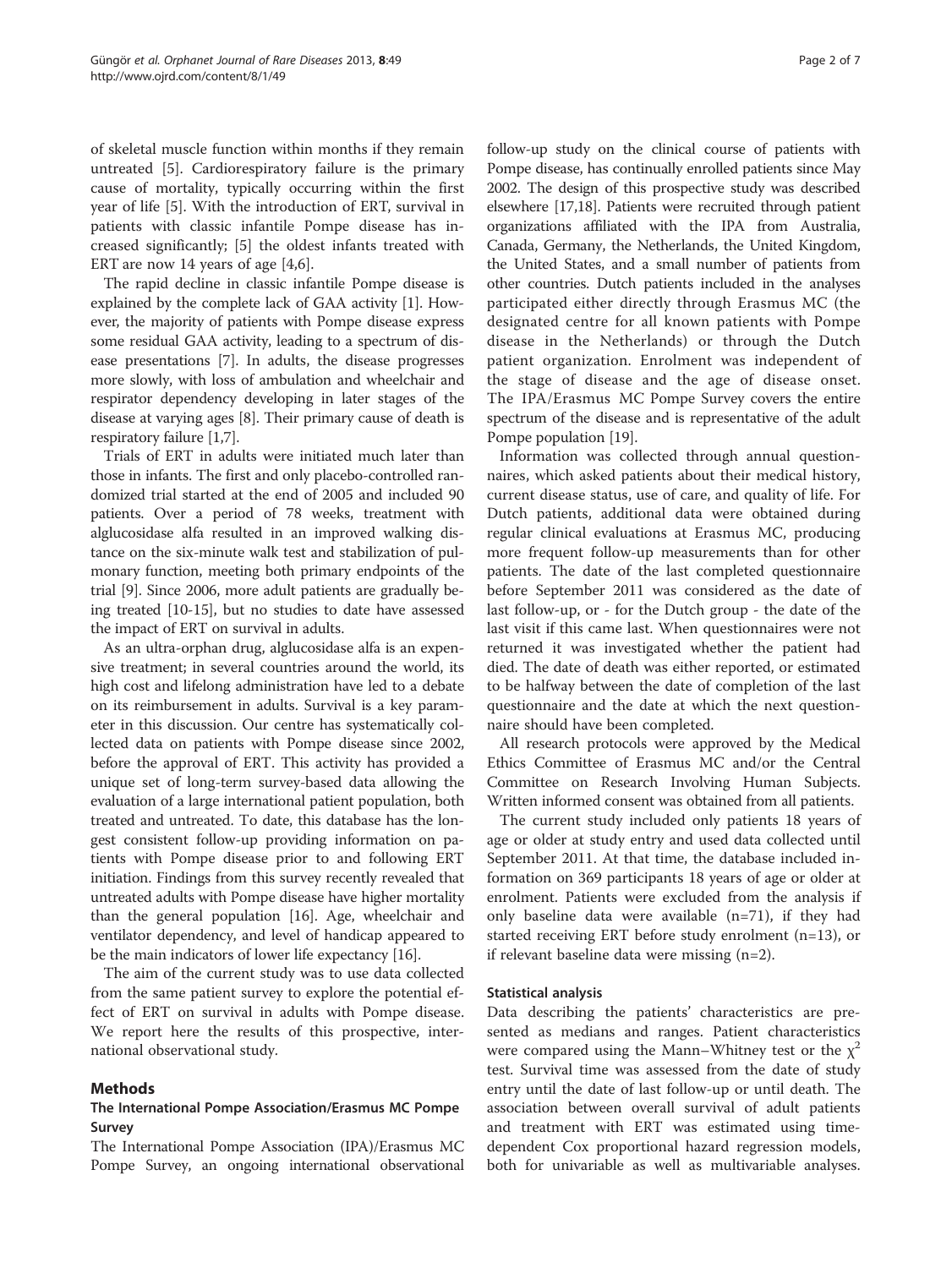of skeletal muscle function within months if they remain untreated [5]. Cardiorespiratory failure is the primary cause of mortality, typically occurring within the first year of life [5]. With the introduction of ERT, survival in patients with classic infantile Pompe disease has increased significantly; [5] the oldest infants treated with ERT are now 14 years of age [4,6].

The rapid decline in classic infantile Pompe disease is explained by the complete lack of GAA activity [1]. However, the majority of patients with Pompe disease express some residual GAA activity, leading to a spectrum of disease presentations [7]. In adults, the disease progresses more slowly, with loss of ambulation and wheelchair and respirator dependency developing in later stages of the disease at varying ages [8]. Their primary cause of death is respiratory failure [1,7].

Trials of ERT in adults were initiated much later than those in infants. The first and only placebo-controlled randomized trial started at the end of 2005 and included 90 patients. Over a period of 78 weeks, treatment with alglucosidase alfa resulted in an improved walking distance on the six-minute walk test and stabilization of pulmonary function, meeting both primary endpoints of the trial [9]. Since 2006, more adult patients are gradually being treated [10-15], but no studies to date have assessed the impact of ERT on survival in adults.

As an ultra-orphan drug, alglucosidase alfa is an expensive treatment; in several countries around the world, its high cost and lifelong administration have led to a debate on its reimbursement in adults. Survival is a key parameter in this discussion. Our centre has systematically collected data on patients with Pompe disease since 2002, before the approval of ERT. This activity has provided a unique set of long-term survey-based data allowing the evaluation of a large international patient population, both treated and untreated. To date, this database has the longest consistent follow-up providing information on patients with Pompe disease prior to and following ERT initiation. Findings from this survey recently revealed that untreated adults with Pompe disease have higher mortality than the general population [16]. Age, wheelchair and ventilator dependency, and level of handicap appeared to be the main indicators of lower life expectancy [16].

The aim of the current study was to use data collected from the same patient survey to explore the potential effect of ERT on survival in adults with Pompe disease. We report here the results of this prospective, international observational study.

## Methods

### The International Pompe Association/Erasmus MC Pompe Survey

The International Pompe Association (IPA)/Erasmus MC Pompe Survey, an ongoing international observational follow-up study on the clinical course of patients with Pompe disease, has continually enrolled patients since May 2002. The design of this prospective study was described elsewhere [17,18]. Patients were recruited through patient organizations affiliated with the IPA from Australia, Canada, Germany, the Netherlands, the United Kingdom, the United States, and a small number of patients from other countries. Dutch patients included in the analyses participated either directly through Erasmus MC (the designated centre for all known patients with Pompe disease in the Netherlands) or through the Dutch patient organization. Enrolment was independent of the stage of disease and the age of disease onset. The IPA/Erasmus MC Pompe Survey covers the entire spectrum of the disease and is representative of the adult Pompe population [19].

Information was collected through annual questionnaires, which asked patients about their medical history, current disease status, use of care, and quality of life. For Dutch patients, additional data were obtained during regular clinical evaluations at Erasmus MC, producing more frequent follow-up measurements than for other patients. The date of the last completed questionnaire before September 2011 was considered as the date of last follow-up, or - for the Dutch group - the date of the last visit if this came last. When questionnaires were not returned it was investigated whether the patient had died. The date of death was either reported, or estimated to be halfway between the date of completion of the last questionnaire and the date at which the next questionnaire should have been completed.

All research protocols were approved by the Medical Ethics Committee of Erasmus MC and/or the Central Committee on Research Involving Human Subjects. Written informed consent was obtained from all patients.

The current study included only patients 18 years of age or older at study entry and used data collected until September 2011. At that time, the database included information on 369 participants 18 years of age or older at enrolment. Patients were excluded from the analysis if only baseline data were available (n=71), if they had started receiving ERT before study enrolment (n=13), or if relevant baseline data were missing (n=2).

### Statistical analysis

Data describing the patients' characteristics are presented as medians and ranges. Patient characteristics were compared using the Mann–Whitney test or the $\chi^2$ test. Survival time was assessed from the date of study entry until the date of last follow-up or until death. The association between overall survival of adult patients and treatment with ERT was estimated using time-dependent Cox proportional hazard regression models, both for univariable as well as multivariable analyses.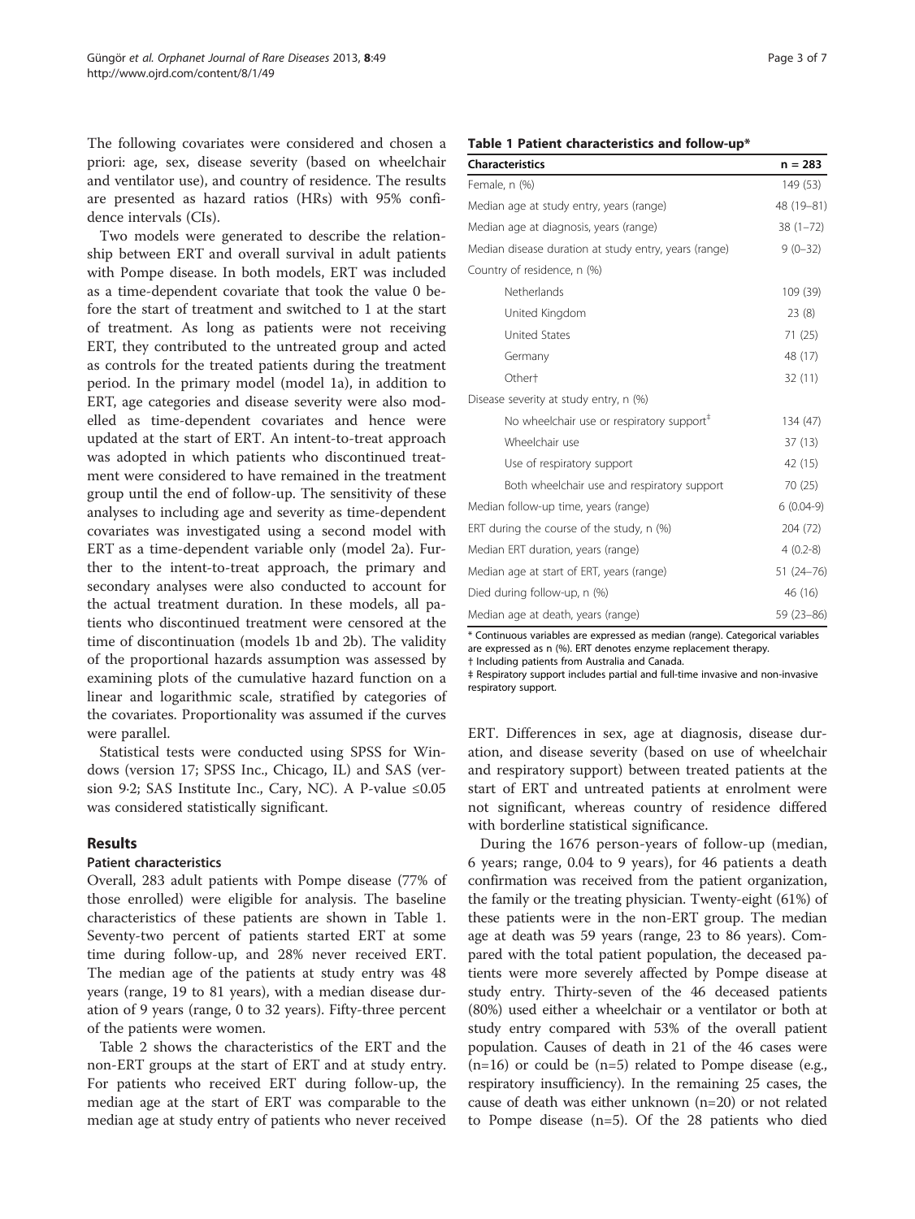The following covariates were considered and chosen a priori: age, sex, disease severity (based on wheelchair and ventilator use), and country of residence. The results are presented as hazard ratios (HRs) with 95% confidence intervals (CIs).

Two models were generated to describe the relationship between ERT and overall survival in adult patients with Pompe disease. In both models, ERT was included as a time-dependent covariate that took the value 0 before the start of treatment and switched to 1 at the start of treatment. As long as patients were not receiving ERT, they contributed to the untreated group and acted as controls for the treated patients during the treatment period. In the primary model (model 1a), in addition to ERT, age categories and disease severity were also modelled as time-dependent covariates and hence were updated at the start of ERT. An intent-to-treat approach was adopted in which patients who discontinued treatment were considered to have remained in the treatment group until the end of follow-up. The sensitivity of these analyses to including age and severity as time-dependent covariates was investigated using a second model with ERT as a time-dependent variable only (model 2a). Further to the intent-to-treat approach, the primary and secondary analyses were also conducted to account for the actual treatment duration. In these models, all patients who discontinued treatment were censored at the time of discontinuation (models 1b and 2b). The validity of the proportional hazards assumption was assessed by examining plots of the cumulative hazard function on a linear and logarithmic scale, stratified by categories of the covariates. Proportionality was assumed if the curves were parallel.

Statistical tests were conducted using SPSS for Windows (version 17; SPSS Inc., Chicago, IL) and SAS (version 9·2; SAS Institute Inc., Cary, NC). A P-value ≤0.05 was considered statistically significant.

## Results

### Patient characteristics

Overall, 283 adult patients with Pompe disease (77% of those enrolled) were eligible for analysis. The baseline characteristics of these patients are shown in Table 1. Seventy-two percent of patients started ERT at some time during follow-up, and 28% never received ERT. The median age of the patients at study entry was 48 years (range, 19 to 81 years), with a median disease duration of 9 years (range, 0 to 32 years). Fifty-three percent of the patients were women.

Table 2 shows the characteristics of the ERT and the non-ERT groups at the start of ERT and at study entry. For patients who received ERT during follow-up, the median age at the start of ERT was comparable to the median age at study entry of patients who never received ERT. Differences in sex, age at diagnosis, disease duration, and disease severity (based on use of wheelchair and respiratory support) between treated patients at the start of ERT and untreated patients at enrolment were not significant, whereas country of residence differed with borderline statistical significance.

During the 1676 person-years of follow-up (median, 6 years; range, 0.04 to 9 years), for 46 patients a death confirmation was received from the patient organization, the family or the treating physician. Twenty-eight (61%) of these patients were in the non-ERT group. The median age at death was 59 years (range, 23 to 86 years). Compared with the total patient population, the deceased patients were more severely affected by Pompe disease at study entry. Thirty-seven of the 46 deceased patients (80%) used either a wheelchair or a ventilator or both at study entry compared with 53% of the overall patient population. Causes of death in 21 of the 46 cases were (n=16) or could be (n=5) related to Pompe disease (e.g., respiratory insufficiency). In the remaining 25 cases, the cause of death was either unknown (n=20) or not related to Pompe disease (n=5). Of the 28 patients who died

**Table 1 Patient characteristics and follow-up***

| Characteristics | n = 283 |
|---|---|
| Female, n (%) | 149 (53) |
| Median age at study entry, years (range) | 48 (19–81) |
| Median age at diagnosis, years (range) | 38 (1–72) |
| Median disease duration at study entry, years (range) | 9 (0–32) |
| Country of residence, n (%) | |
| Netherlands | 109 (39) |
| United Kingdom | 23 (8) |
| United States | 71 (25) |
| Germany | 48 (17) |
| Other† | 32 (11) |
| Disease severity at study entry, n (%) | |
| No wheelchair use or respiratory support‡ | 134 (47) |
| Wheelchair use | 37 (13) |
| Use of respiratory support | 42 (15) |
| Both wheelchair use and respiratory support | 70 (25) |
| Median follow-up time, years (range) | 6 (0.04-9) |
| ERT during the course of the study, n (%) | 204 (72) |
| Median ERT duration, years (range) | 4 (0.2-8) |
| Median age at start of ERT, years (range) | 51 (24–76) |
| Died during follow-up, n (%) | 46 (16) |
| Median age at death, years (range) | 59 (23–86) |

* Continuous variables are expressed as median (range). Categorical variables are expressed as n (%). ERT denotes enzyme replacement therapy.
† Including patients from Australia and Canada.
‡ Respiratory support includes partial and full-time invasive and non-invasive respiratory support.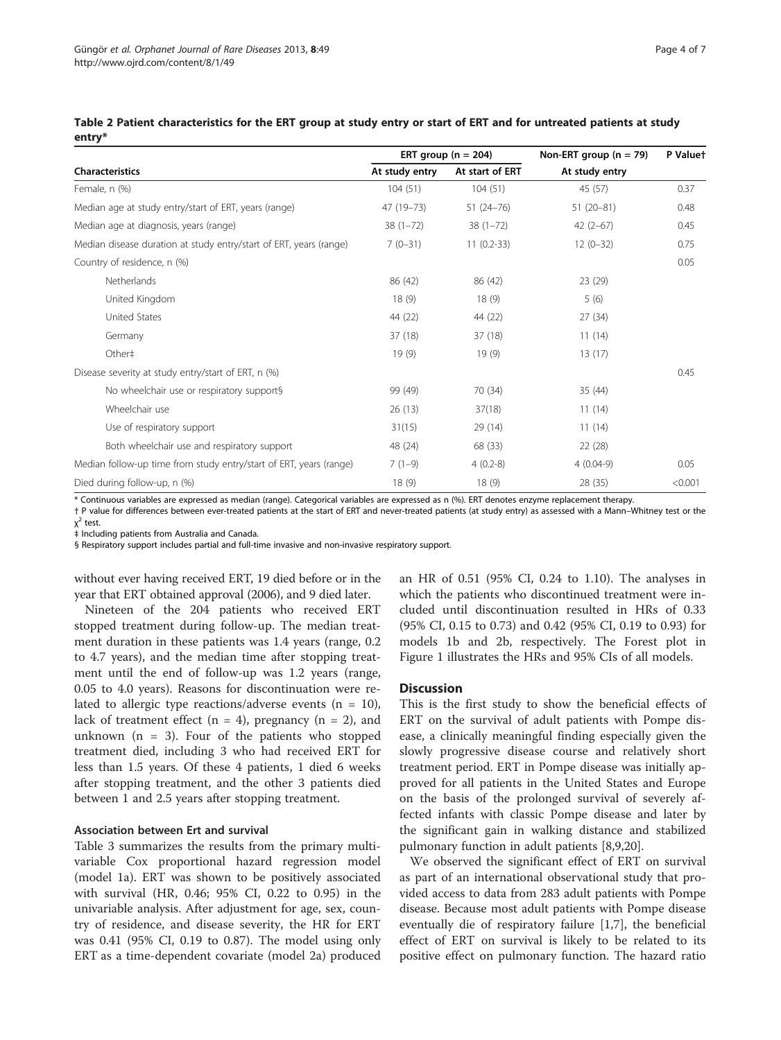**Table 2 Patient characteristics for the ERT group at study entry or start of ERT and for untreated patients at study entry***

| Characteristics | ERT group (n = 204) | | Non-ERT group (n = 79) | P Value† |
|---|---|---|---|---|
| | At study entry | At start of ERT | At study entry | |
| Female, n (%) | 104 (51) | 104 (51) | 45 (57) | 0.37 |
| Median age at study entry/start of ERT, years (range) | 47 (19–73) | 51 (24–76) | 51 (20–81) | 0.48 |
| Median age at diagnosis, years (range) | 38 (1–72) | 38 (1–72) | 42 (2–67) | 0.45 |
| Median disease duration at study entry/start of ERT, years (range) | 7 (0–31) | 11 (0.2-33) | 12 (0–32) | 0.75 |
| Country of residence, n (%) | | | | 0.05 |
| Netherlands | 86 (42) | 86 (42) | 23 (29) | |
| United Kingdom | 18 (9) | 18 (9) | 5 (6) | |
| United States | 44 (22) | 44 (22) | 27 (34) | |
| Germany | 37 (18) | 37 (18) | 11 (14) | |
| Other‡ | 19 (9) | 19 (9) | 13 (17) | |
| Disease severity at study entry/start of ERT, n (%) | | | | 0.45 |
| No wheelchair use or respiratory support§ | 99 (49) | 70 (34) | 35 (44) | |
| Wheelchair use | 26 (13) | 37(18) | 11 (14) | |
| Use of respiratory support | 31(15) | 29 (14) | 11 (14) | |
| Both wheelchair use and respiratory support | 48 (24) | 68 (33) | 22 (28) | |
| Median follow-up time from study entry/start of ERT, years (range) | 7 (1–9) | 4 (0.2-8) | 4 (0.04-9) | 0.05 |
| Died during follow-up, n (%) | 18 (9) | 18 (9) | 28 (35) | <0.001 |

\* Continuous variables are expressed as median (range). Categorical variables are expressed as n (%). ERT denotes enzyme replacement therapy.
† P value for differences between ever-treated patients at the start of ERT and never-treated patients (at study entry) as assessed with a Mann–Whitney test or the $\chi^2$ test.
‡ Including patients from Australia and Canada.
§ Respiratory support includes partial and full-time invasive and non-invasive respiratory support.

without ever having received ERT, 19 died before or in the year that ERT obtained approval (2006), and 9 died later.

Nineteen of the 204 patients who received ERT stopped treatment during follow-up. The median treatment duration in these patients was 1.4 years (range, 0.2 to 4.7 years), and the median time after stopping treatment until the end of follow-up was 1.2 years (range, 0.05 to 4.0 years). Reasons for discontinuation were related to allergic type reactions/adverse events (n = 10), lack of treatment effect (n = 4), pregnancy (n = 2), and unknown (n = 3). Four of the patients who stopped treatment died, including 3 who had received ERT for less than 1.5 years. Of these 4 patients, 1 died 6 weeks after stopping treatment, and the other 3 patients died between 1 and 2.5 years after stopping treatment.

### Association between Ert and survival

Table 3 summarizes the results from the primary multivariable Cox proportional hazard regression model (model 1a). ERT was shown to be positively associated with survival (HR, 0.46; 95% CI, 0.22 to 0.95) in the univariable analysis. After adjustment for age, sex, country of residence, and disease severity, the HR for ERT was 0.41 (95% CI, 0.19 to 0.87). The model using only ERT as a time-dependent covariate (model 2a) produced an HR of 0.51 (95% CI, 0.24 to 1.10). The analyses in which the patients who discontinued treatment were included until discontinuation resulted in HRs of 0.33 (95% CI, 0.15 to 0.73) and 0.42 (95% CI, 0.19 to 0.93) for models 1b and 2b, respectively. The Forest plot in Figure 1 illustrates the HRs and 95% CIs of all models.

## Discussion

This is the first study to show the beneficial effects of ERT on the survival of adult patients with Pompe disease, a clinically meaningful finding especially given the slowly progressive disease course and relatively short treatment period. ERT in Pompe disease was initially approved for all patients in the United States and Europe on the basis of the prolonged survival of severely affected infants with classic Pompe disease and later by the significant gain in walking distance and stabilized pulmonary function in adult patients [8,9,20].

We observed the significant effect of ERT on survival as part of an international observational study that provided access to data from 283 adult patients with Pompe disease. Because most adult patients with Pompe disease eventually die of respiratory failure [1,7], the beneficial effect of ERT on survival is likely to be related to its positive effect on pulmonary function. The hazard ratio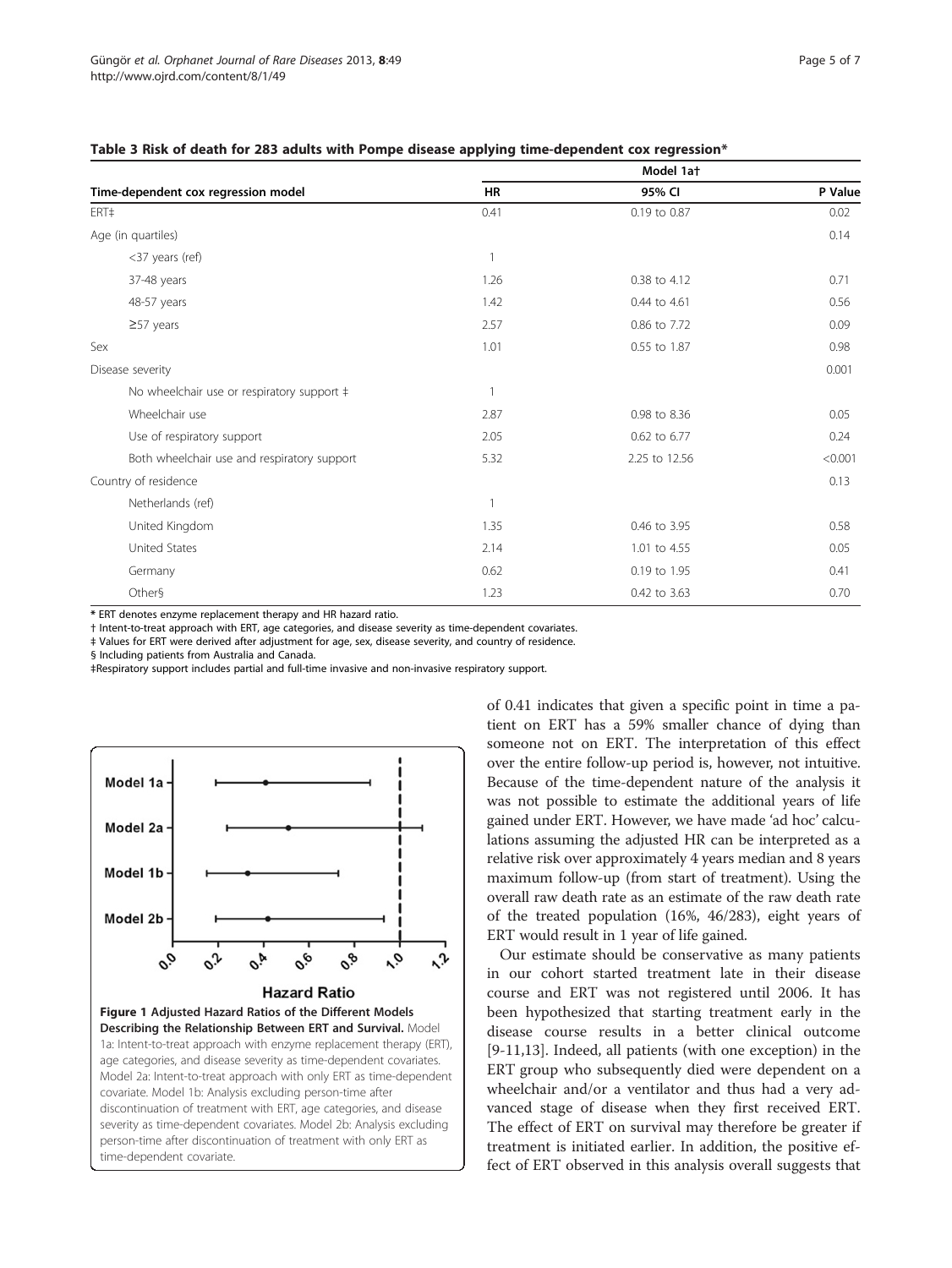**Table 3 Risk of death for 283 adults with Pompe disease applying time-dependent cox regression***

| Time-dependent cox regression model | Model 1a† | | |
|---|---|---|---|
| | **HR** | **95% CI** | **P Value** |
| ERT‡ | 0.41 | 0.19 to 0.87 | 0.02 |
| Age (in quartiles) | | | 0.14 |
| <37 years (ref) | 1 | | |
| 37-48 years | 1.26 | 0.38 to 4.12 | 0.71 |
| 48-57 years | 1.42 | 0.44 to 4.61 | 0.56 |
| ≥57 years | 2.57 | 0.86 to 7.72 | 0.09 |
| Sex | 1.01 | 0.55 to 1.87 | 0.98 |
| Disease severity | | | 0.001 |
| No wheelchair use or respiratory support ‡ | 1 | | |
| Wheelchair use | 2.87 | 0.98 to 8.36 | 0.05 |
| Use of respiratory support | 2.05 | 0.62 to 6.77 | 0.24 |
| Both wheelchair use and respiratory support | 5.32 | 2.25 to 12.56 | <0.001 |
| Country of residence | | | 0.13 |
| Netherlands (ref) | 1 | | |
| United Kingdom | 1.35 | 0.46 to 3.95 | 0.58 |
| United States | 2.14 | 1.01 to 4.55 | 0.05 |
| Germany | 0.62 | 0.19 to 1.95 | 0.41 |
| Other§ | 1.23 | 0.42 to 3.63 | 0.70 |

* ERT denotes enzyme replacement therapy and HR hazard ratio.
† Intent-to-treat approach with ERT, age categories, and disease severity as time-dependent covariates.
‡ Values for ERT were derived after adjustment for age, sex, disease severity, and country of residence.
§ Including patients from Australia and Canada.
‡Respiratory support includes partial and full-time invasive and non-invasive respiratory support.

**Figure 1 Adjusted Hazard Ratios of the Different Models Describing the Relationship Between ERT and Survival.** Model 1a: Intent-to-treat approach with enzyme replacement therapy (ERT), age categories, and disease severity as time-dependent covariates. Model 2a: Intent-to-treat approach with only ERT as time-dependent covariate. Model 1b: Analysis excluding person-time after discontinuation of treatment with ERT, age categories, and disease severity as time-dependent covariates. Model 2b: Analysis excluding person-time after discontinuation of treatment with only ERT as time-dependent covariate.

of 0.41 indicates that given a specific point in time a patient on ERT has a 59% smaller chance of dying than someone not on ERT. The interpretation of this effect over the entire follow-up period is, however, not intuitive. Because of the time-dependent nature of the analysis it was not possible to estimate the additional years of life gained under ERT. However, we have made 'ad hoc' calculations assuming the adjusted HR can be interpreted as a relative risk over approximately 4 years median and 8 years maximum follow-up (from start of treatment). Using the overall raw death rate as an estimate of the raw death rate of the treated population (16%, 46/283), eight years of ERT would result in 1 year of life gained.

Our estimate should be conservative as many patients in our cohort started treatment late in their disease course and ERT was not registered until 2006. It has been hypothesized that starting treatment early in the disease course results in a better clinical outcome [9-11,13]. Indeed, all patients (with one exception) in the ERT group who subsequently died were dependent on a wheelchair and/or a ventilator and thus had a very advanced stage of disease when they first received ERT. The effect of ERT on survival may therefore be greater if treatment is initiated earlier. In addition, the positive effect of ERT observed in this analysis overall suggests that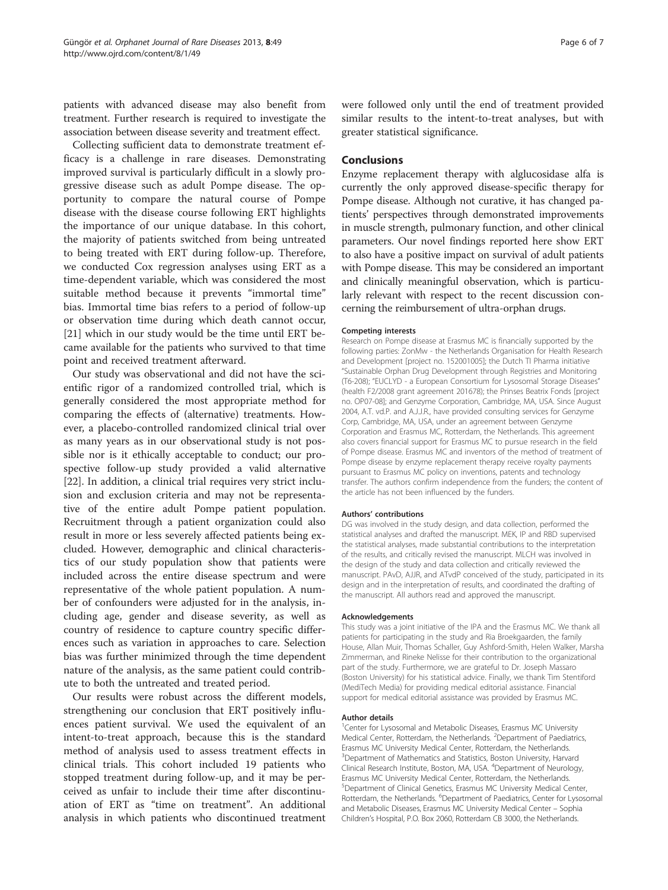patients with advanced disease may also benefit from treatment. Further research is required to investigate the association between disease severity and treatment effect.

Collecting sufficient data to demonstrate treatment efficacy is a challenge in rare diseases. Demonstrating improved survival is particularly difficult in a slowly progressive disease such as adult Pompe disease. The opportunity to compare the natural course of Pompe disease with the disease course following ERT highlights the importance of our unique database. In this cohort, the majority of patients switched from being untreated to being treated with ERT during follow-up. Therefore, we conducted Cox regression analyses using ERT as a time-dependent variable, which was considered the most suitable method because it prevents "immortal time" bias. Immortal time bias refers to a period of follow-up or observation time during which death cannot occur, [21] which in our study would be the time until ERT became available for the patients who survived to that time point and received treatment afterward.

Our study was observational and did not have the scientific rigor of a randomized controlled trial, which is generally considered the most appropriate method for comparing the effects of (alternative) treatments. However, a placebo-controlled randomized clinical trial over as many years as in our observational study is not possible nor is it ethically acceptable to conduct; our prospective follow-up study provided a valid alternative [22]. In addition, a clinical trial requires very strict inclusion and exclusion criteria and may not be representative of the entire adult Pompe patient population. Recruitment through a patient organization could also result in more or less severely affected patients being excluded. However, demographic and clinical characteristics of our study population show that patients were included across the entire disease spectrum and were representative of the whole patient population. A number of confounders were adjusted for in the analysis, including age, gender and disease severity, as well as country of residence to capture country specific differences such as variation in approaches to care. Selection bias was further minimized through the time dependent nature of the analysis, as the same patient could contribute to both the untreated and treated period.

Our results were robust across the different models, strengthening our conclusion that ERT positively influences patient survival. We used the equivalent of an intent-to-treat approach, because this is the standard method of analysis used to assess treatment effects in clinical trials. This cohort included 19 patients who stopped treatment during follow-up, and it may be perceived as unfair to include their time after discontinuation of ERT as "time on treatment". An additional analysis in which patients who discontinued treatment were followed only until the end of treatment provided similar results to the intent-to-treat analyses, but with greater statistical significance.

## Conclusions

Enzyme replacement therapy with alglucosidase alfa is currently the only approved disease-specific therapy for Pompe disease. Although not curative, it has changed patients' perspectives through demonstrated improvements in muscle strength, pulmonary function, and other clinical parameters. Our novel findings reported here show ERT to also have a positive impact on survival of adult patients with Pompe disease. This may be considered an important and clinically meaningful observation, which is particularly relevant with respect to the recent discussion concerning the reimbursement of ultra-orphan drugs.

#### Competing interests

Research on Pompe disease at Erasmus MC is financially supported by the following parties: ZonMw - the Netherlands Organisation for Health Research and Development [project no. 152001005]; the Dutch TI Pharma initiative "Sustainable Orphan Drug Development through Registries and Monitoring (T6-208); "EUCLYD - a European Consortium for Lysosomal Storage Diseases" (health F2/2008 grant agreement 201678); the Prinses Beatrix Fonds [project no. OP07-08]; and Genzyme Corporation, Cambridge, MA, USA. Since August 2004, A.T. vd.P. and A.J.J.R., have provided consulting services for Genzyme Corp, Cambridge, MA, USA, under an agreement between Genzyme Corporation and Erasmus MC, Rotterdam, the Netherlands. This agreement also covers financial support for Erasmus MC to pursue research in the field of Pompe disease. Erasmus MC and inventors of the method of treatment of Pompe disease by enzyme replacement therapy receive royalty payments pursuant to Erasmus MC policy on inventions, patents and technology transfer. The authors confirm independence from the funders; the content of the article has not been influenced by the funders.

#### Authors' contributions

DG was involved in the study design, and data collection, performed the statistical analyses and drafted the manuscript. MEK, IP and RBD supervised the statistical analyses, made substantial contributions to the interpretation of the results, and critically revised the manuscript. MLCH was involved in the design of the study and data collection and critically reviewed the manuscript. PAvD, AJJR, and ATvdP conceived of the study, participated in its design and in the interpretation of results, and coordinated the drafting of the manuscript. All authors read and approved the manuscript.

#### Acknowledgements

This study was a joint initiative of the IPA and the Erasmus MC. We thank all patients for participating in the study and Ria Broekgaarden, the family House, Allan Muir, Thomas Schaller, Guy Ashford-Smith, Helen Walker, Marsha Zimmerman, and Rineke Nelisse for their contribution to the organizational part of the study. Furthermore, we are grateful to Dr. Joseph Massaro (Boston University) for his statistical advice. Finally, we thank Tim Stentiford (MediTech Media) for providing medical editorial assistance. Financial support for medical editorial assistance was provided by Erasmus MC.

#### Author details

[1]Center for Lysosomal and Metabolic Diseases, Erasmus MC University Medical Center, Rotterdam, the Netherlands. [2]Department of Paediatrics, Erasmus MC University Medical Center, Rotterdam, the Netherlands. [3]Department of Mathematics and Statistics, Boston University, Harvard Clinical Research Institute, Boston, MA, USA. [4]Department of Neurology, Erasmus MC University Medical Center, Rotterdam, the Netherlands. [5]Department of Clinical Genetics, Erasmus MC University Medical Center, Rotterdam, the Netherlands. [6]Department of Paediatrics, Center for Lysosomal and Metabolic Diseases, Erasmus MC University Medical Center – Sophia Children's Hospital, P.O. Box 2060, Rotterdam CB 3000, the Netherlands.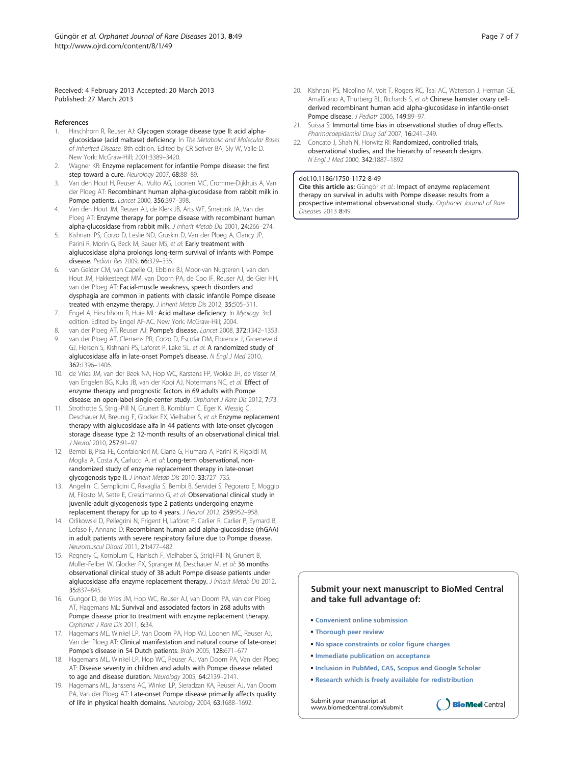Received: 4 February 2013 Accepted: 20 March 2013
Published: 27 March 2013

## References

1. Hirschhorn R, Reuser AJ: **Glycogen storage disease type II: acid alpha-glucosidase (acid maltase) deficiency.** In *The Metabolic and Molecular Bases of Inherited Disease.* 8th edition. Edited by CR Scriver BA, Sly W, Valle D. New York: McGraw-Hill; 2001:3389–3420.
2. Wagner KR: **Enzyme replacement for infantile Pompe disease: the first step toward a cure.** *Neurology* 2007, **68:**88–89.
3. Van den Hout H, Reuser AJ, Vulto AG, Loonen MC, Cromme-Dijkhuis A, Van der Ploeg AT: **Recombinant human alpha-glucosidase from rabbit milk in Pompe patients.** *Lancet* 2000, **356:**397–398.
4. Van den Hout JM, Reuser AJ, de Klerk JB, Arts WF, Smeitink JA, Van der Ploeg AT: **Enzyme therapy for pompe disease with recombinant human alpha-glucosidase from rabbit milk.** *J Inherit Metab Dis* 2001, **24:**266–274.
5. Kishnani PS, Corzo D, Leslie ND, Gruskin D, Van der Ploeg A, Clancy JP, Parini R, Morin G, Beck M, Bauer MS, *et al*: **Early treatment with alglucosidase alpha prolongs long-term survival of infants with Pompe disease.** *Pediatr Res* 2009, **66:**329–335.
6. van Gelder CM, van Capelle CI, Ebbink BJ, Moor-van Nugteren I, van den Hout JM, Hakkesteegt MM, van Doorn PA, de Coo IF, Reuser AJ, de Gier HH, van der Ploeg AT: **Facial-muscle weakness, speech disorders and dysphagia are common in patients with classic infantile Pompe disease treated with enzyme therapy.** *J Inherit Metab Dis* 2012, **35:**505–511.
7. Engel A, Hirschhorn R, Huie ML: **Acid maltase deficiency.** In *Myology.* 3rd edition. Edited by Engel AF-AC. New York: McGraw-Hill; 2004.
8. van der Ploeg AT, Reuser AJ: **Pompe's disease.** *Lancet* 2008, **372:**1342–1353.
9. van der Ploeg AT, Clemens PR, Corzo D, Escolar DM, Florence J, Groeneveld GJ, Herson S, Kishnani PS, Laforet P, Lake SL, *et al*: **A randomized study of alglucosidase alfa in late-onset Pompe's disease.** *N Engl J Med* 2010, **362:**1396–1406.
10. de Vries JM, van der Beek NA, Hop WC, Karstens FP, Wokke JH, de Visser M, van Engelen BG, Kuks JB, van der Kooi AJ, Notermans NC, *et al*: **Effect of enzyme therapy and prognostic factors in 69 adults with Pompe disease: an open-label single-center study.** *Orphanet J Rare Dis* 2012, **7:**73.
11. Strothotte S, Strigl-Pill N, Grunert B, Kornblum C, Eger K, Wessig C, Deschauer M, Breunig F, Glocker FX, Vielhaber S, *et al*: **Enzyme replacement therapy with alglucosidase alfa in 44 patients with late-onset glycogen storage disease type 2: 12-month results of an observational clinical trial.** *J Neurol* 2010, **257:**91–97.
12. Bembi B, Pisa FE, Confalonieri M, Ciana G, Fiumara A, Parini R, Rigoldi M, Moglia A, Costa A, Carlucci A, *et al*: **Long-term observational, non-randomized study of enzyme replacement therapy in late-onset glycogenosis type II.** *J Inherit Metab Dis* 2010, **33:**727–735.
13. Angelini C, Semplicini C, Ravaglia S, Bembi B, Servidei S, Pegoraro E, Moggio M, Filosto M, Sette E, Crescimanno G, *et al*: **Observational clinical study in juvenile-adult glycogenosis type 2 patients undergoing enzyme replacement therapy for up to 4 years.** *J Neurol* 2012, **259:**952–958.
14. Orlikowski D, Pellegrini N, Prigent H, Laforet P, Carlier R, Carlier P, Eymard B, Lofaso F, Annane D: **Recombinant human acid alpha-glucosidase (rhGAA) in adult patients with severe respiratory failure due to Pompe disease.** *Neuromuscul Disord* 2011, **21:**477–482.
15. Regnery C, Kornblum C, Hanisch F, Vielhaber S, Strigl-Pill N, Grunert B, Muller-Felber W, Glocker FX, Spranger M, Deschauer M, *et al*: **36 months observational clinical study of 38 adult Pompe disease patients under alglucosidase alfa enzyme replacement therapy.** *J Inherit Metab Dis* 2012, **35:**837–845.
16. Gungor D, de Vries JM, Hop WC, Reuser AJ, van Doorn PA, van der Ploeg AT, Hagemans ML: **Survival and associated factors in 268 adults with Pompe disease prior to treatment with enzyme replacement therapy.** *Orphanet J Rare Dis* 2011, **6:**34.
17. Hagemans ML, Winkel LP, Van Doorn PA, Hop WJ, Loonen MC, Reuser AJ, Van der Ploeg AT: **Clinical manifestation and natural course of late-onset Pompe's disease in 54 Dutch patients.** *Brain* 2005, **128:**671–677.
18. Hagemans ML, Winkel LP, Hop WC, Reuser AJ, Van Doorn PA, Van der Ploeg AT: **Disease severity in children and adults with Pompe disease related to age and disease duration.** *Neurology* 2005, **64:**2139–2141.
19. Hagemans ML, Janssens AC, Winkel LP, Sieradzan KA, Reuser AJ, Van Doorn PA, Van der Ploeg AT: **Late-onset Pompe disease primarily affects quality of life in physical health domains.** *Neurology* 2004, **63:**1688–1692.
20. Kishnani PS, Nicolino M, Voit T, Rogers RC, Tsai AC, Waterson J, Herman GE, Amalfitano A, Thurberg BL, Richards S, *et al*: **Chinese hamster ovary cell-derived recombinant human acid alpha-glucosidase in infantile-onset Pompe disease.** *J Pediatr* 2006, **149:**89–97.
21. Suissa S: **Immortal time bias in observational studies of drug effects.** *Pharmacoepidemiol Drug Saf* 2007, **16:**241–249.
22. Concato J, Shah N, Horwitz RI: **Randomized, controlled trials, observational studies, and the hierarchy of research designs.** *N Engl J Med* 2000, **342:**1887–1892.

doi:10.1186/1750-1172-8-49

**Cite this article as:** Güngör *et al.*: Impact of enzyme replacement therapy on survival in adults with Pompe disease: results from a prospective international observational study. *Orphanet Journal of Rare Diseases* 2013 **8:**49.

**Submit your next manuscript to BioMed Central and take full advantage of:**

- **Convenient online submission**
- **Thorough peer review**
- **No space constraints or color figure charges**
- **Immediate publication on acceptance**
- **Inclusion in PubMed, CAS, Scopus and Google Scholar**
- **Research which is freely available for redistribution**

Submit your manuscript at
www.biomedcentral.com/submit

BioMed Central